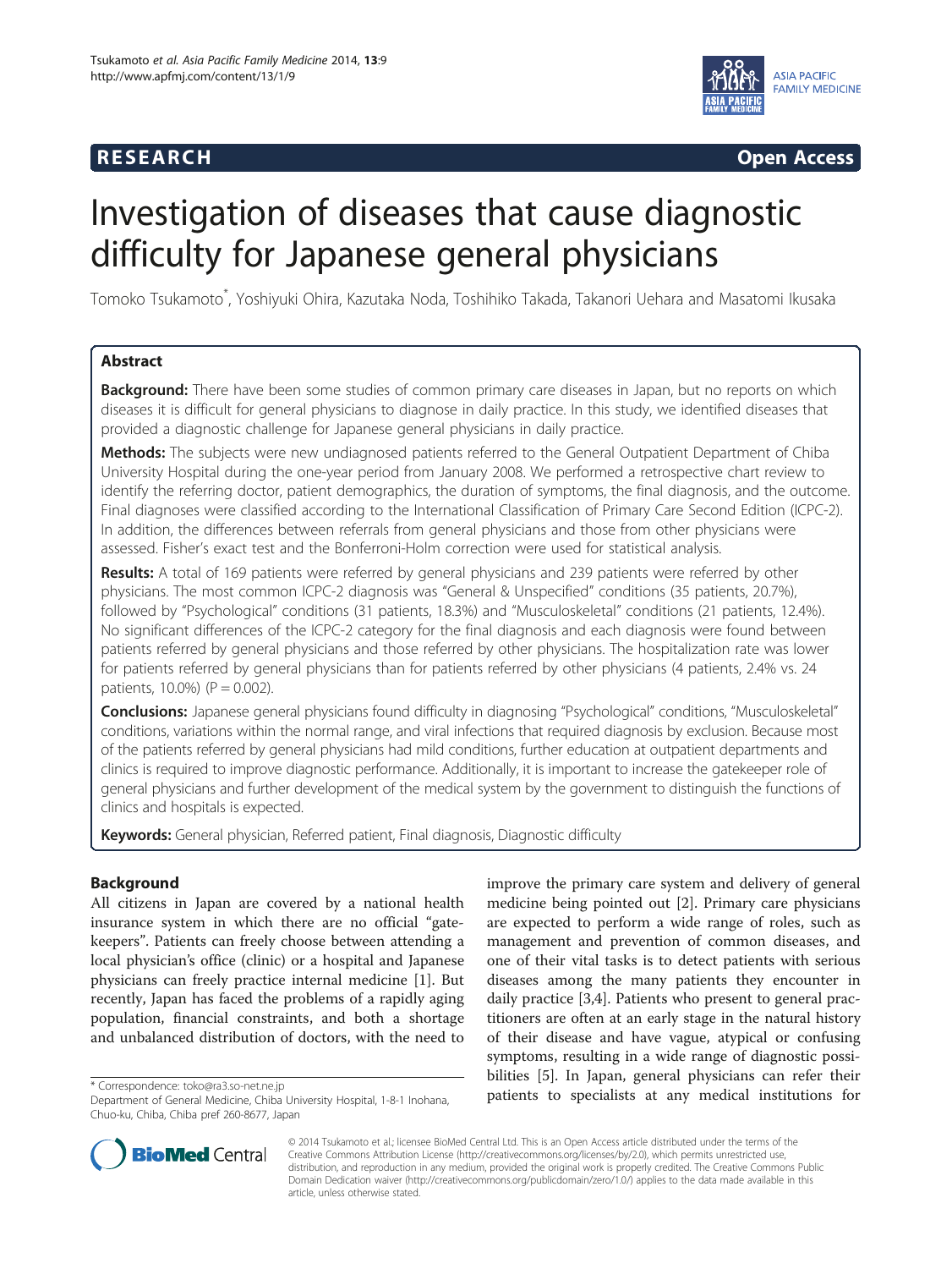RESEARCH **Open Access**

# Investigation of diseases that cause diagnostic difficulty for Japanese general physicians

Tomoko Tsukamoto*, Yoshiyuki Ohira, Kazutaka Noda, Toshihiko Takada, Takanori Uehara and Masatomi Ikusaka

## Abstract

**Background:** There have been some studies of common primary care diseases in Japan, but no reports on which diseases it is difficult for general physicians to diagnose in daily practice. In this study, we identified diseases that provided a diagnostic challenge for Japanese general physicians in daily practice.

**Methods:** The subjects were new undiagnosed patients referred to the General Outpatient Department of Chiba University Hospital during the one-year period from January 2008. We performed a retrospective chart review to identify the referring doctor, patient demographics, the duration of symptoms, the final diagnosis, and the outcome. Final diagnoses were classified according to the International Classification of Primary Care Second Edition (ICPC-2). In addition, the differences between referrals from general physicians and those from other physicians were assessed. Fisher's exact test and the Bonferroni-Holm correction were used for statistical analysis.

**Results:** A total of 169 patients were referred by general physicians and 239 patients were referred by other physicians. The most common ICPC-2 diagnosis was "General & Unspecified" conditions (35 patients, 20.7%), followed by "Psychological" conditions (31 patients, 18.3%) and "Musculoskeletal" conditions (21 patients, 12.4%). No significant differences of the ICPC-2 category for the final diagnosis and each diagnosis were found between patients referred by general physicians and those referred by other physicians. The hospitalization rate was lower for patients referred by general physicians than for patients referred by other physicians (4 patients, 2.4% vs. 24 patients, 10.0%) ($P = 0.002$).

**Conclusions:** Japanese general physicians found difficulty in diagnosing "Psychological" conditions, "Musculoskeletal" conditions, variations within the normal range, and viral infections that required diagnosis by exclusion. Because most of the patients referred by general physicians had mild conditions, further education at outpatient departments and clinics is required to improve diagnostic performance. Additionally, it is important to increase the gatekeeper role of general physicians and further development of the medical system by the government to distinguish the functions of clinics and hospitals is expected.

**Keywords:** General physician, Referred patient, Final diagnosis, Diagnostic difficulty

## Background

All citizens in Japan are covered by a national health insurance system in which there are no official "gatekeepers". Patients can freely choose between attending a local physician's office (clinic) or a hospital and Japanese physicians can freely practice internal medicine [1]. But recently, Japan has faced the problems of a rapidly aging population, financial constraints, and both a shortage and unbalanced distribution of doctors, with the need to improve the primary care system and delivery of general medicine being pointed out [2]. Primary care physicians are expected to perform a wide range of roles, such as management and prevention of common diseases, and one of their vital tasks is to detect patients with serious diseases among the many patients they encounter in daily practice [3,4]. Patients who present to general practitioners are often at an early stage in the natural history of their disease and have vague, atypical or confusing symptoms, resulting in a wide range of diagnostic possibilities [5]. In Japan, general physicians can refer their patients to specialists at any medical institutions for

\* Correspondence: toko@ra3.so-net.ne.jp
Department of General Medicine, Chiba University Hospital, 1-8-1 Inohana, Chuo-ku, Chiba, Chiba pref 260-8677, Japan

© 2014 Tsukamoto et al.; licensee BioMed Central Ltd. This is an Open Access article distributed under the terms of the Creative Commons Attribution License (http://creativecommons.org/licenses/by/2.0), which permits unrestricted use, distribution, and reproduction in any medium, provided the original work is properly credited. The Creative Commons Public Domain Dedication waiver (http://creativecommons.org/publicdomain/zero/1.0/) applies to the data made available in this article, unless otherwise stated.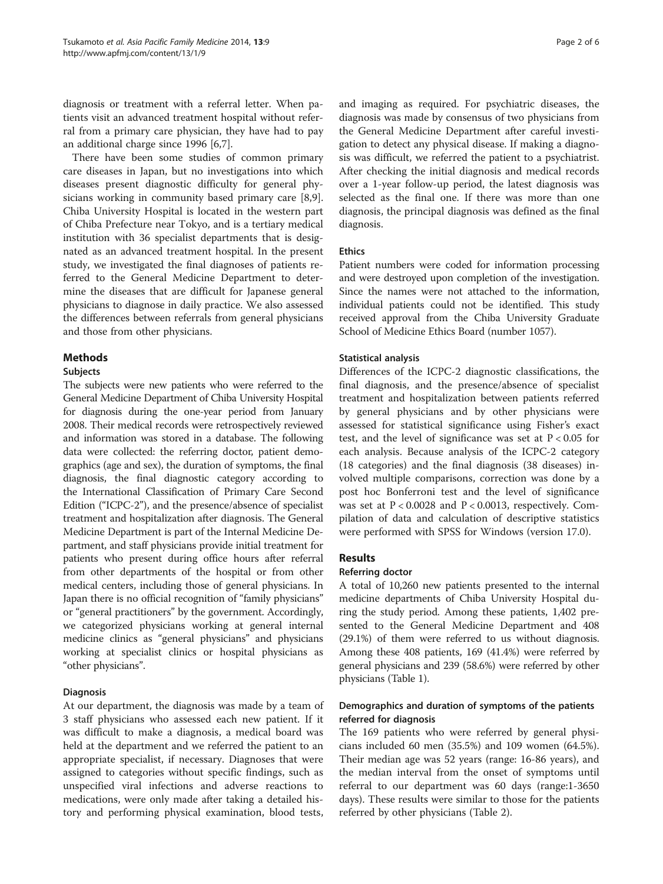diagnosis or treatment with a referral letter. When patients visit an advanced treatment hospital without referral from a primary care physician, they have had to pay an additional charge since 1996 [6,7].

There have been some studies of common primary care diseases in Japan, but no investigations into which diseases present diagnostic difficulty for general physicians working in community based primary care [8,9]. Chiba University Hospital is located in the western part of Chiba Prefecture near Tokyo, and is a tertiary medical institution with 36 specialist departments that is designated as an advanced treatment hospital. In the present study, we investigated the final diagnoses of patients referred to the General Medicine Department to determine the diseases that are difficult for Japanese general physicians to diagnose in daily practice. We also assessed the differences between referrals from general physicians and those from other physicians.

## Methods

### Subjects

The subjects were new patients who were referred to the General Medicine Department of Chiba University Hospital for diagnosis during the one-year period from January 2008. Their medical records were retrospectively reviewed and information was stored in a database. The following data were collected: the referring doctor, patient demographics (age and sex), the duration of symptoms, the final diagnosis, the final diagnostic category according to the International Classification of Primary Care Second Edition ("ICPC-2"), and the presence/absence of specialist treatment and hospitalization after diagnosis. The General Medicine Department is part of the Internal Medicine Department, and staff physicians provide initial treatment for patients who present during office hours after referral from other departments of the hospital or from other medical centers, including those of general physicians. In Japan there is no official recognition of "family physicians" or "general practitioners" by the government. Accordingly, we categorized physicians working at general internal medicine clinics as "general physicians" and physicians working at specialist clinics or hospital physicians as "other physicians".

### Diagnosis

At our department, the diagnosis was made by a team of 3 staff physicians who assessed each new patient. If it was difficult to make a diagnosis, a medical board was held at the department and we referred the patient to an appropriate specialist, if necessary. Diagnoses that were assigned to categories without specific findings, such as unspecified viral infections and adverse reactions to medications, were only made after taking a detailed history and performing physical examination, blood tests, and imaging as required. For psychiatric diseases, the diagnosis was made by consensus of two physicians from the General Medicine Department after careful investigation to detect any physical disease. If making a diagnosis was difficult, we referred the patient to a psychiatrist. After checking the initial diagnosis and medical records over a 1-year follow-up period, the latest diagnosis was selected as the final one. If there was more than one diagnosis, the principal diagnosis was defined as the final diagnosis.

### Ethics

Patient numbers were coded for information processing and were destroyed upon completion of the investigation. Since the names were not attached to the information, individual patients could not be identified. This study received approval from the Chiba University Graduate School of Medicine Ethics Board (number 1057).

### Statistical analysis

Differences of the ICPC-2 diagnostic classifications, the final diagnosis, and the presence/absence of specialist treatment and hospitalization between patients referred by general physicians and by other physicians were assessed for statistical significance using Fisher's exact test, and the level of significance was set at $P < 0.05$ for each analysis. Because analysis of the ICPC-2 category (18 categories) and the final diagnosis (38 diseases) involved multiple comparisons, correction was done by a post hoc Bonferroni test and the level of significance was set at $P < 0.0028$ and $P < 0.0013$, respectively. Compilation of data and calculation of descriptive statistics were performed with SPSS for Windows (version 17.0).

## Results

### Referring doctor

A total of 10,260 new patients presented to the internal medicine departments of Chiba University Hospital during the study period. Among these patients, 1,402 presented to the General Medicine Department and 408 (29.1%) of them were referred to us without diagnosis. Among these 408 patients, 169 (41.4%) were referred by general physicians and 239 (58.6%) were referred by other physicians (Table 1).

### Demographics and duration of symptoms of the patients referred for diagnosis

The 169 patients who were referred by general physicians included 60 men (35.5%) and 109 women (64.5%). Their median age was 52 years (range: 16-86 years), and the median interval from the onset of symptoms until referral to our department was 60 days (range:1-3650 days). These results were similar to those for the patients referred by other physicians (Table 2).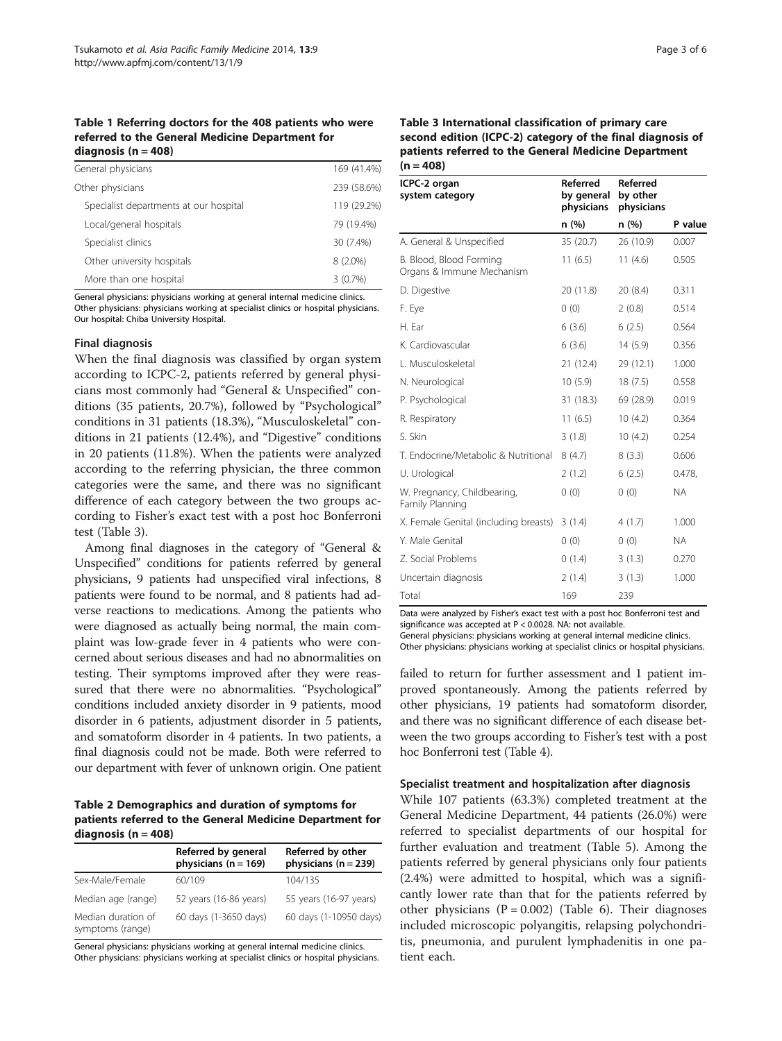**Table 1 Referring doctors for the 408 patients who were referred to the General Medicine Department for diagnosis (n = 408)**

| | |
|---|---|
| General physicians | 169 (41.4%) |
| Other physicians | 239 (58.6%) |
| Specialist departments at our hospital | 119 (29.2%) |
| Local/general hospitals | 79 (19.4%) |
| Specialist clinics | 30 (7.4%) |
| Other university hospitals | 8 (2.0%) |
| More than one hospital | 3 (0.7%) |

General physicians: physicians working at general internal medicine clinics.
Other physicians: physicians working at specialist clinics or hospital physicians.
Our hospital: Chiba University Hospital.

### Final diagnosis

When the final diagnosis was classified by organ system according to ICPC-2, patients referred by general physicians most commonly had "General & Unspecified" conditions (35 patients, 20.7%), followed by "Psychological" conditions in 31 patients (18.3%), "Musculoskeletal" conditions in 21 patients (12.4%), and "Digestive" conditions in 20 patients (11.8%). When the patients were analyzed according to the referring physician, the three common categories were the same, and there was no significant difference of each category between the two groups according to Fisher's exact test with a post hoc Bonferroni test (Table 3).

Among final diagnoses in the category of "General & Unspecified" conditions for patients referred by general physicians, 9 patients had unspecified viral infections, 8 patients were found to be normal, and 8 patients had adverse reactions to medications. Among the patients who were diagnosed as actually being normal, the main complaint was low-grade fever in 4 patients who were concerned about serious diseases and had no abnormalities on testing. Their symptoms improved after they were reassured that there were no abnormalities. "Psychological" conditions included anxiety disorder in 9 patients, mood disorder in 6 patients, adjustment disorder in 5 patients, and somatoform disorder in 4 patients. In two patients, a final diagnosis could not be made. Both were referred to our department with fever of unknown origin. One patient failed to return for further assessment and 1 patient improved spontaneously. Among the patients referred by other physicians, 19 patients had somatoform disorder, and there was no significant difference of each disease between the two groups according to Fisher's test with a post hoc Bonferroni test (Table 4).

**Table 2 Demographics and duration of symptoms for patients referred to the General Medicine Department for diagnosis (n = 408)**

| | Referred by general physicians (n = 169) | Referred by other physicians (n = 239) |
|---|---|---|
| Sex-Male/Female | 60/109 | 104/135 |
| Median age (range) | 52 years (16-86 years) | 55 years (16-97 years) |
| Median duration of symptoms (range) | 60 days (1-3650 days) | 60 days (1-10950 days) |

General physicians: physicians working at general internal medicine clinics.
Other physicians: physicians working at specialist clinics or hospital physicians.

**Table 3 International classification of primary care second edition (ICPC-2) category of the final diagnosis of patients referred to the General Medicine Department (n = 408)**

| ICPC-2 organ system category | Referred by general physicians | Referred by other physicians | |
|---|---|---|---|
| | n (%) | n (%) | P value |
| A. General & Unspecified | 35 (20.7) | 26 (10.9) | 0.007 |
| B. Blood, Blood Forming Organs & Immune Mechanism | 11 (6.5) | 11 (4.6) | 0.505 |
| D. Digestive | 20 (11.8) | 20 (8.4) | 0.311 |
| F. Eye | 0 (0) | 2 (0.8) | 0.514 |
| H. Ear | 6 (3.6) | 6 (2.5) | 0.564 |
| K. Cardiovascular | 6 (3.6) | 14 (5.9) | 0.356 |
| L. Musculoskeletal | 21 (12.4) | 29 (12.1) | 1.000 |
| N. Neurological | 10 (5.9) | 18 (7.5) | 0.558 |
| P. Psychological | 31 (18.3) | 69 (28.9) | 0.019 |
| R. Respiratory | 11 (6.5) | 10 (4.2) | 0.364 |
| S. Skin | 3 (1.8) | 10 (4.2) | 0.254 |
| T. Endocrine/Metabolic & Nutritional | 8 (4.7) | 8 (3.3) | 0.606 |
| U. Urological | 2 (1.2) | 6 (2.5) | 0.478, |
| W. Pregnancy, Childbearing, Family Planning | 0 (0) | 0 (0) | NA |
| X. Female Genital (including breasts) | 3 (1.4) | 4 (1.7) | 1.000 |
| Y. Male Genital | 0 (0) | 0 (0) | NA |
| Z. Social Problems | 0 (1.4) | 3 (1.3) | 0.270 |
| Uncertain diagnosis | 2 (1.4) | 3 (1.3) | 1.000 |
| Total | 169 | 239 | |

Data were analyzed by Fisher's exact test with a post hoc Bonferroni test and significance was accepted at $P < 0.0028$. NA: not available.
General physicians: physicians working at general internal medicine clinics.
Other physicians: physicians working at specialist clinics or hospital physicians.

### Specialist treatment and hospitalization after diagnosis

While 107 patients (63.3%) completed treatment at the General Medicine Department, 44 patients (26.0%) were referred to specialist departments of our hospital for further evaluation and treatment (Table 5). Among the patients referred by general physicians only four patients (2.4%) were admitted to hospital, which was a significantly lower rate than that for the patients referred by other physicians ($P = 0.002$) (Table 6). Their diagnoses included microscopic polyangitis, relapsing polychondritis, pneumonia, and purulent lymphadenitis in one patient each.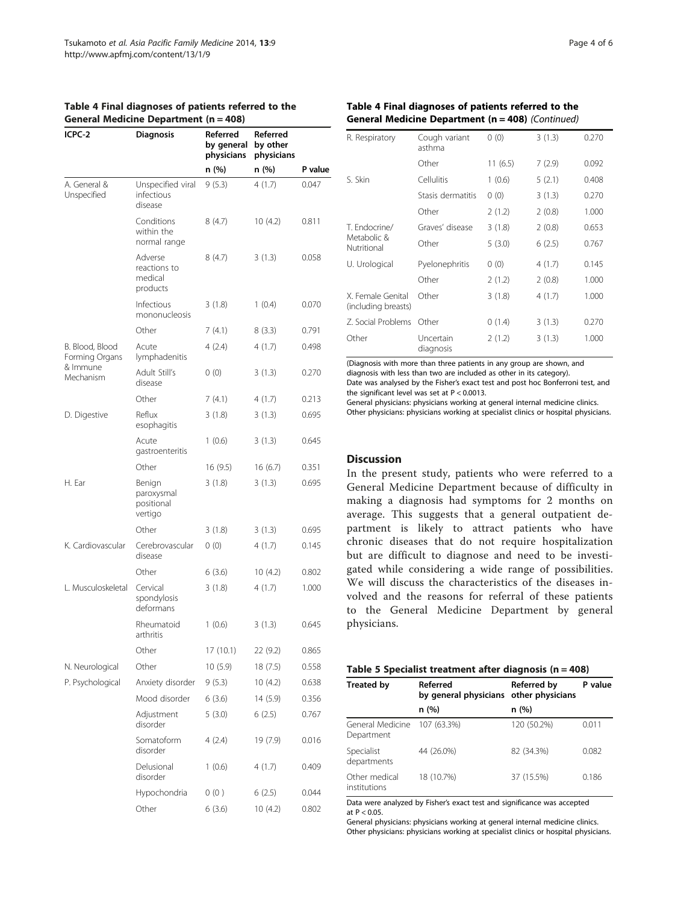**Table 4 Final diagnoses of patients referred to the General Medicine Department (n = 408)**

| ICPC-2 | Diagnosis | Referred by general physicians | Referred by other physicians | |
|---|---|---|---|---|
| | | n (%) | n (%) | P value |
| A. General & Unspecified | Unspecified viral infectious disease | 9 (5.3) | 4 (1.7) | 0.047 |
| | Conditions within the normal range | 8 (4.7) | 10 (4.2) | 0.811 |
| | Adverse reactions to medical products | 8 (4.7) | 3 (1.3) | 0.058 |
| | Infectious mononucleosis | 3 (1.8) | 1 (0.4) | 0.070 |
| | Other | 7 (4.1) | 8 (3.3) | 0.791 |
| B. Blood, Blood Forming Organs & Immune Mechanism | Acute lymphadenitis | 4 (2.4) | 4 (1.7) | 0.498 |
| | Adult Still's disease | 0 (0) | 3 (1.3) | 0.270 |
| | Other | 7 (4.1) | 4 (1.7) | 0.213 |
| D. Digestive | Reflux esophagitis | 3 (1.8) | 3 (1.3) | 0.695 |
| | Acute gastroenteritis | 1 (0.6) | 3 (1.3) | 0.645 |
| | Other | 16 (9.5) | 16 (6.7) | 0.351 |
| H. Ear | Benign paroxysmal positional vertigo | 3 (1.8) | 3 (1.3) | 0.695 |
| | Other | 3 (1.8) | 3 (1.3) | 0.695 |
| K. Cardiovascular | Cerebrovascular disease | 0 (0) | 4 (1.7) | 0.145 |
| | Other | 6 (3.6) | 10 (4.2) | 0.802 |
| L. Musculoskeletal | Cervical spondylosis deformans | 3 (1.8) | 4 (1.7) | 1.000 |
| | Rheumatoid arthritis | 1 (0.6) | 3 (1.3) | 0.645 |
| | Other | 17 (10.1) | 22 (9.2) | 0.865 |
| N. Neurological | Other | 10 (5.9) | 18 (7.5) | 0.558 |
| P. Psychological | Anxiety disorder | 9 (5.3) | 10 (4.2) | 0.638 |
| | Mood disorder | 6 (3.6) | 14 (5.9) | 0.356 |
| | Adjustment disorder | 5 (3.0) | 6 (2.5) | 0.767 |
| | Somatoform disorder | 4 (2.4) | 19 (7.9) | 0.016 |
| | Delusional disorder | 1 (0.6) | 4 (1.7) | 0.409 |
| | Hypochondria | 0 (0 ) | 6 (2.5) | 0.044 |
| | Other | 6 (3.6) | 10 (4.2) | 0.802 |
| R. Respiratory | Cough variant asthma | 0 (0) | 3 (1.3) | 0.270 |
| | Other | 11 (6.5) | 7 (2.9) | 0.092 |
| S. Skin | Cellulitis | 1 (0.6) | 5 (2.1) | 0.408 |
| | Stasis dermatitis | 0 (0) | 3 (1.3) | 0.270 |
| | Other | 2 (1.2) | 2 (0.8) | 1.000 |
| T. Endocrine/ Metabolic & Nutritional | Graves' disease | 3 (1.8) | 2 (0.8) | 0.653 |
| | Other | 5 (3.0) | 6 (2.5) | 0.767 |
| U. Urological | Pyelonephritis | 0 (0) | 4 (1.7) | 0.145 |
| | Other | 2 (1.2) | 2 (0.8) | 1.000 |
| X. Female Genital (including breasts) | Other | 3 (1.8) | 4 (1.7) | 1.000 |
| Z. Social Problems | Other | 0 (1.4) | 3 (1.3) | 0.270 |
| Other | Uncertain diagnosis | 2 (1.2) | 3 (1.3) | 1.000 |

(Diagnosis with more than three patients in any group are shown, and diagnosis with less than two are included as other in its category).
Date was analysed by the Fisher's exact test and post hoc Bonferroni test, and the significant level was set at $P < 0.0013$.
General physicians: physicians working at general internal medicine clinics.
Other physicians: physicians working at specialist clinics or hospital physicians.

## Discussion

In the present study, patients who were referred to a General Medicine Department because of difficulty in making a diagnosis had symptoms for 2 months on average. This suggests that a general outpatient department is likely to attract patients who have chronic diseases that do not require hospitalization but are difficult to diagnose and need to be investigated while considering a wide range of possibilities. We will discuss the characteristics of the diseases involved and the reasons for referral of these patients to the General Medicine Department by general physicians.

**Table 5 Specialist treatment after diagnosis (n = 408)**

| Treated by | Referred by general physicians | Referred by other physicians | P value |
|---|---|---|---|
| | n (%) | n (%) | |
| General Medicine Department | 107 (63.3%) | 120 (50.2%) | 0.011 |
| Specialist departments | 44 (26.0%) | 82 (34.3%) | 0.082 |
| Other medical institutions | 18 (10.7%) | 37 (15.5%) | 0.186 |

Data were analyzed by Fisher's exact test and significance was accepted at $P < 0.05$.
General physicians: physicians working at general internal medicine clinics.
Other physicians: physicians working at specialist clinics or hospital physicians.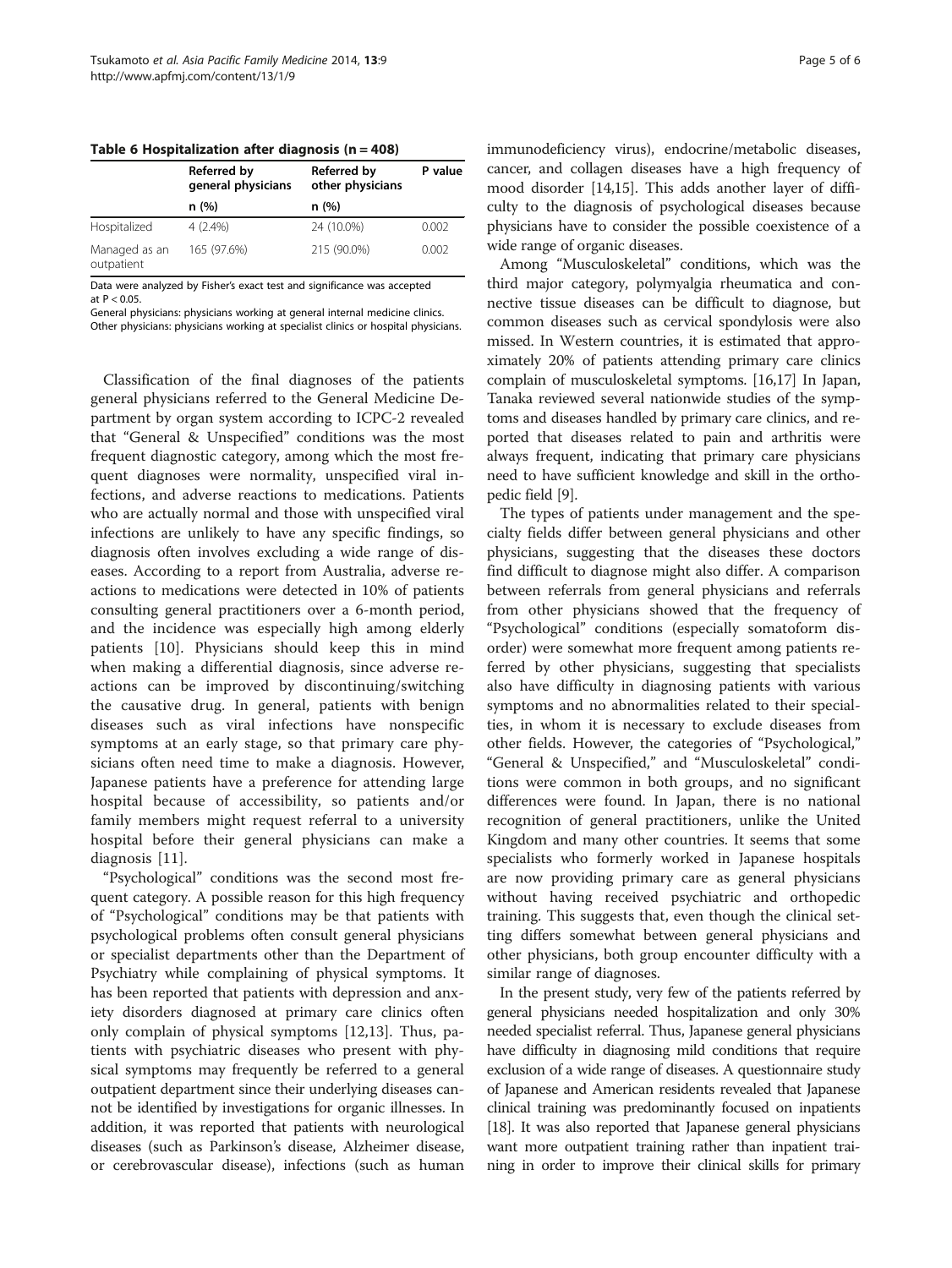**Table 6 Hospitalization after diagnosis (n = 408)**

| | Referred by general physicians | Referred by other physicians | P value |
|---|---|---|---|
| | n (%) | n (%) | |
| Hospitalized | 4 (2.4%) | 24 (10.0%) | 0.002 |
| Managed as an outpatient | 165 (97.6%) | 215 (90.0%) | 0.002 |

Data were analyzed by Fisher's exact test and significance was accepted at $P < 0.05$.
General physicians: physicians working at general internal medicine clinics.
Other physicians: physicians working at specialist clinics or hospital physicians.

Classification of the final diagnoses of the patients general physicians referred to the General Medicine Department by organ system according to ICPC-2 revealed that "General & Unspecified" conditions was the most frequent diagnostic category, among which the most frequent diagnoses were normality, unspecified viral infections, and adverse reactions to medications. Patients who are actually normal and those with unspecified viral infections are unlikely to have any specific findings, so diagnosis often involves excluding a wide range of diseases. According to a report from Australia, adverse reactions to medications were detected in 10% of patients consulting general practitioners over a 6-month period, and the incidence was especially high among elderly patients [10]. Physicians should keep this in mind when making a differential diagnosis, since adverse reactions can be improved by discontinuing/switching the causative drug. In general, patients with benign diseases such as viral infections have nonspecific symptoms at an early stage, so that primary care physicians often need time to make a diagnosis. However, Japanese patients have a preference for attending large hospital because of accessibility, so patients and/or family members might request referral to a university hospital before their general physicians can make a diagnosis [11].

"Psychological" conditions was the second most frequent category. A possible reason for this high frequency of "Psychological" conditions may be that patients with psychological problems often consult general physicians or specialist departments other than the Department of Psychiatry while complaining of physical symptoms. It has been reported that patients with depression and anxiety disorders diagnosed at primary care clinics often only complain of physical symptoms [12,13]. Thus, patients with psychiatric diseases who present with physical symptoms may frequently be referred to a general outpatient department since their underlying diseases cannot be identified by investigations for organic illnesses. In addition, it was reported that patients with neurological diseases (such as Parkinson's disease, Alzheimer disease, or cerebrovascular disease), infections (such as human immunodeficiency virus), endocrine/metabolic diseases, cancer, and collagen diseases have a high frequency of mood disorder [14,15]. This adds another layer of difficulty to the diagnosis of psychological diseases because physicians have to consider the possible coexistence of a wide range of organic diseases.

Among "Musculoskeletal" conditions, which was the third major category, polymyalgia rheumatica and connective tissue diseases can be difficult to diagnose, but common diseases such as cervical spondylosis were also missed. In Western countries, it is estimated that approximately 20% of patients attending primary care clinics complain of musculoskeletal symptoms. [16,17] In Japan, Tanaka reviewed several nationwide studies of the symptoms and diseases handled by primary care clinics, and reported that diseases related to pain and arthritis were always frequent, indicating that primary care physicians need to have sufficient knowledge and skill in the orthopedic field [9].

The types of patients under management and the specialty fields differ between general physicians and other physicians, suggesting that the diseases these doctors find difficult to diagnose might also differ. A comparison between referrals from general physicians and referrals from other physicians showed that the frequency of "Psychological" conditions (especially somatoform disorder) were somewhat more frequent among patients referred by other physicians, suggesting that specialists also have difficulty in diagnosing patients with various symptoms and no abnormalities related to their specialties, in whom it is necessary to exclude diseases from other fields. However, the categories of "Psychological," "General & Unspecified," and "Musculoskeletal" conditions were common in both groups, and no significant differences were found. In Japan, there is no national recognition of general practitioners, unlike the United Kingdom and many other countries. It seems that some specialists who formerly worked in Japanese hospitals are now providing primary care as general physicians without having received psychiatric and orthopedic training. This suggests that, even though the clinical setting differs somewhat between general physicians and other physicians, both group encounter difficulty with a similar range of diagnoses.

In the present study, very few of the patients referred by general physicians needed hospitalization and only 30% needed specialist referral. Thus, Japanese general physicians have difficulty in diagnosing mild conditions that require exclusion of a wide range of diseases. A questionnaire study of Japanese and American residents revealed that Japanese clinical training was predominantly focused on inpatients [18]. It was also reported that Japanese general physicians want more outpatient training rather than inpatient training in order to improve their clinical skills for primary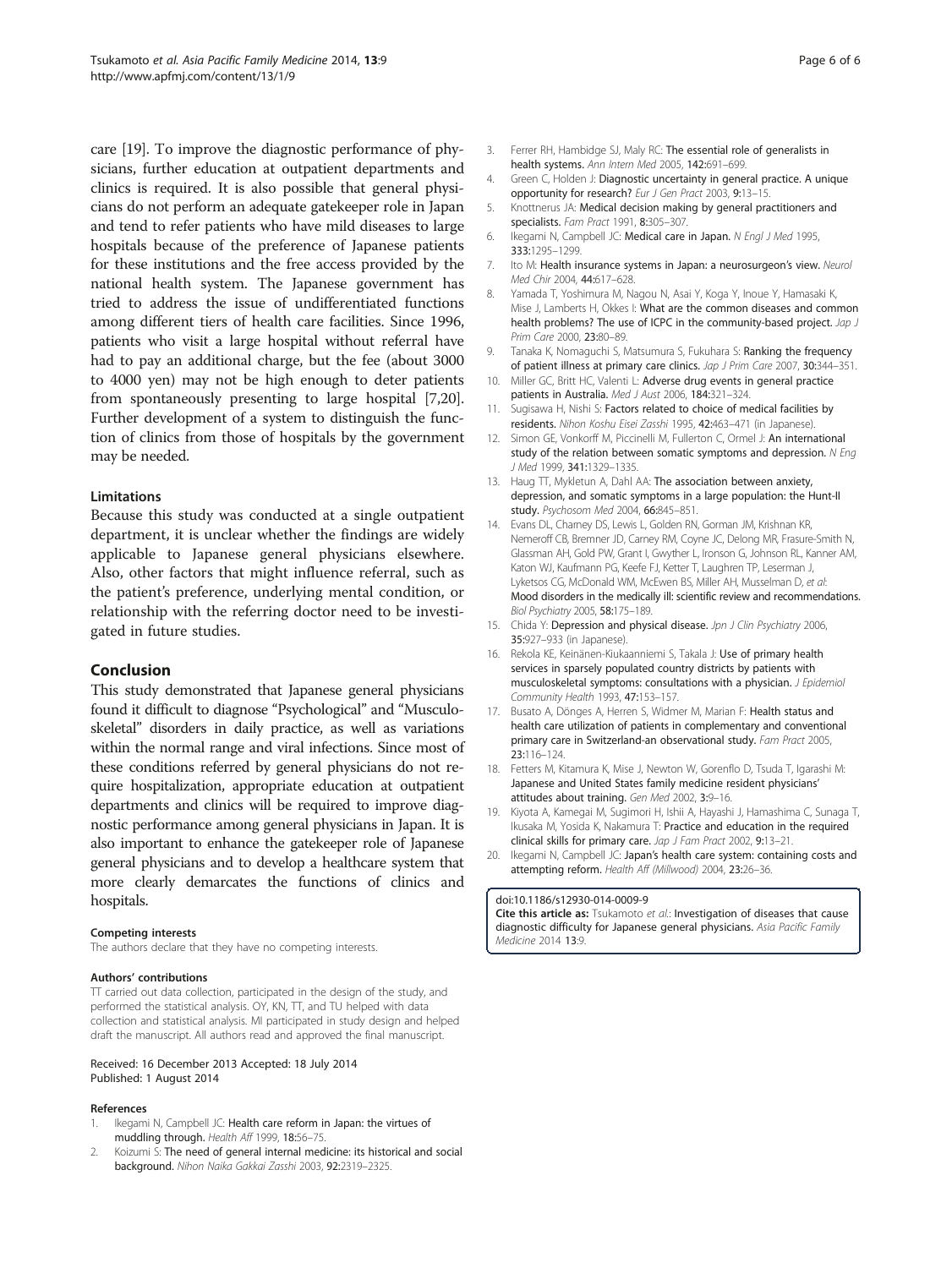care [19]. To improve the diagnostic performance of physicians, further education at outpatient departments and clinics is required. It is also possible that general physicians do not perform an adequate gatekeeper role in Japan and tend to refer patients who have mild diseases to large hospitals because of the preference of Japanese patients for these institutions and the free access provided by the national health system. The Japanese government has tried to address the issue of undifferentiated functions among different tiers of health care facilities. Since 1996, patients who visit a large hospital without referral have had to pay an additional charge, but the fee (about 3000 to 4000 yen) may not be high enough to deter patients from spontaneously presenting to large hospital [7,20]. Further development of a system to distinguish the function of clinics from those of hospitals by the government may be needed.

### Limitations

Because this study was conducted at a single outpatient department, it is unclear whether the findings are widely applicable to Japanese general physicians elsewhere. Also, other factors that might influence referral, such as the patient's preference, underlying mental condition, or relationship with the referring doctor need to be investigated in future studies.

## Conclusion

This study demonstrated that Japanese general physicians found it difficult to diagnose "Psychological" and "Musculoskeletal" disorders in daily practice, as well as variations within the normal range and viral infections. Since most of these conditions referred by general physicians do not require hospitalization, appropriate education at outpatient departments and clinics will be required to improve diagnostic performance among general physicians in Japan. It is also important to enhance the gatekeeper role of Japanese general physicians and to develop a healthcare system that more clearly demarcates the functions of clinics and hospitals.

#### Competing interests

The authors declare that they have no competing interests.

#### Authors' contributions

TT carried out data collection, participated in the design of the study, and performed the statistical analysis. OY, KN, TT, and TU helped with data collection and statistical analysis. MI participated in study design and helped draft the manuscript. All authors read and approved the final manuscript.

Received: 16 December 2013 Accepted: 18 July 2014
Published: 1 August 2014

#### References

1. Ikegami N, Campbell JC: **Health care reform in Japan: the virtues of muddling through.** *Health Aff* 1999, **18:**56–75.
2. Koizumi S: **The need of general internal medicine: its historical and social background.** *Nihon Naika Gakkai Zasshi* 2003, **92:**2319–2325.
3. Ferrer RH, Hambidge SJ, Maly RC: **The essential role of generalists in health systems.** *Ann Intern Med* 2005, **142:**691–699.
4. Green C, Holden J: **Diagnostic uncertainty in general practice. A unique opportunity for research?** *Eur J Gen Pract* 2003, **9:**13–15.
5. Knottnerus JA: **Medical decision making by general practitioners and specialists.** *Fam Pract* 1991, **8:**305–307.
6. Ikegami N, Campbell JC: **Medical care in Japan.** *N Engl J Med* 1995, **333:**1295–1299.
7. Ito M: **Health insurance systems in Japan: a neurosurgeon's view.** *Neurol Med Chir* 2004, **44:**617–628.
8. Yamada T, Yoshimura M, Nagou N, Asai Y, Koga Y, Inoue Y, Hamasaki K, Mise J, Lamberts H, Okkes I: **What are the common diseases and common health problems? The use of ICPC in the community-based project.** *Jap J Prim Care* 2000, **23:**80–89.
9. Tanaka K, Nomaguchi S, Matsumura S, Fukuhara S: **Ranking the frequency of patient illness at primary care clinics.** *Jap J Prim Care* 2007, **30:**344–351.
10. Miller GC, Britt HC, Valenti L: **Adverse drug events in general practice patients in Australia.** *Med J Aust* 2006, **184:**321–324.
11. Sugisawa H, Nishi S: **Factors related to choice of medical facilities by residents.** *Nihon Koshu Eisei Zasshi* 1995, **42:**463–471 (in Japanese).
12. Simon GE, Vonkorff M, Piccinelli M, Fullerton C, Ormel J: **An international study of the relation between somatic symptoms and depression.** *N Eng J Med* 1999, **341:**1329–1335.
13. Haug TT, Mykletun A, Dahl AA: **The association between anxiety, depression, and somatic symptoms in a large population: the Hunt-II study.** *Psychosom Med* 2004, **66:**845–851.
14. Evans DL, Charney DS, Lewis L, Golden RN, Gorman JM, Krishnan KR, Nemeroff CB, Bremner JD, Carney RM, Coyne JC, Delong MR, Frasure-Smith N, Glassman AH, Gold PW, Grant I, Gwyther L, Ironson G, Johnson RL, Kanner AM, Katon WJ, Kaufmann PG, Keefe FJ, Ketter T, Laughren TP, Leserman J, Lyketsos CG, McDonald WM, McEwen BS, Miller AH, Musselman D, *et al*: **Mood disorders in the medically ill: scientific review and recommendations.** *Biol Psychiatry* 2005, **58:**175–189.
15. Chida Y: **Depression and physical disease.** *Jpn J Clin Psychiatry* 2006, **35:**927–933 (in Japanese).
16. Rekola KE, Keinänen-Kiukaanniemi S, Takala J: **Use of primary health services in sparsely populated country districts by patients with musculoskeletal symptoms: consultations with a physician.** *J Epidemiol Community Health* 1993, **47:**153–157.
17. Busato A, Dönges A, Herren S, Widmer M, Marian F: **Health status and health care utilization of patients in complementary and conventional primary care in Switzerland-an observational study.** *Fam Pract* 2005, **23:**116–124.
18. Fetters M, Kitamura K, Mise J, Newton W, Gorenflo D, Tsuda T, Igarashi M: **Japanese and United States family medicine resident physicians' attitudes about training.** *Gen Med* 2002, **3:**9–16.
19. Kiyota A, Kamegai M, Sugimori H, Ishii A, Hayashi J, Hamashima C, Sunaga T, Ikusaka M, Yosida K, Nakamura T: **Practice and education in the required clinical skills for primary care.** *Jap J Fam Pract* 2002, **9:**13–21.
20. Ikegami N, Campbell JC: **Japan's health care system: containing costs and attempting reform.** *Health Aff (Millwood)* 2004, **23:**26–36.

doi:10.1186/s12930-014-0009-9

**Cite this article as:** Tsukamoto *et al.*: Investigation of diseases that cause diagnostic difficulty for Japanese general physicians. *Asia Pacific Family Medicine* 2014 **13**:9.